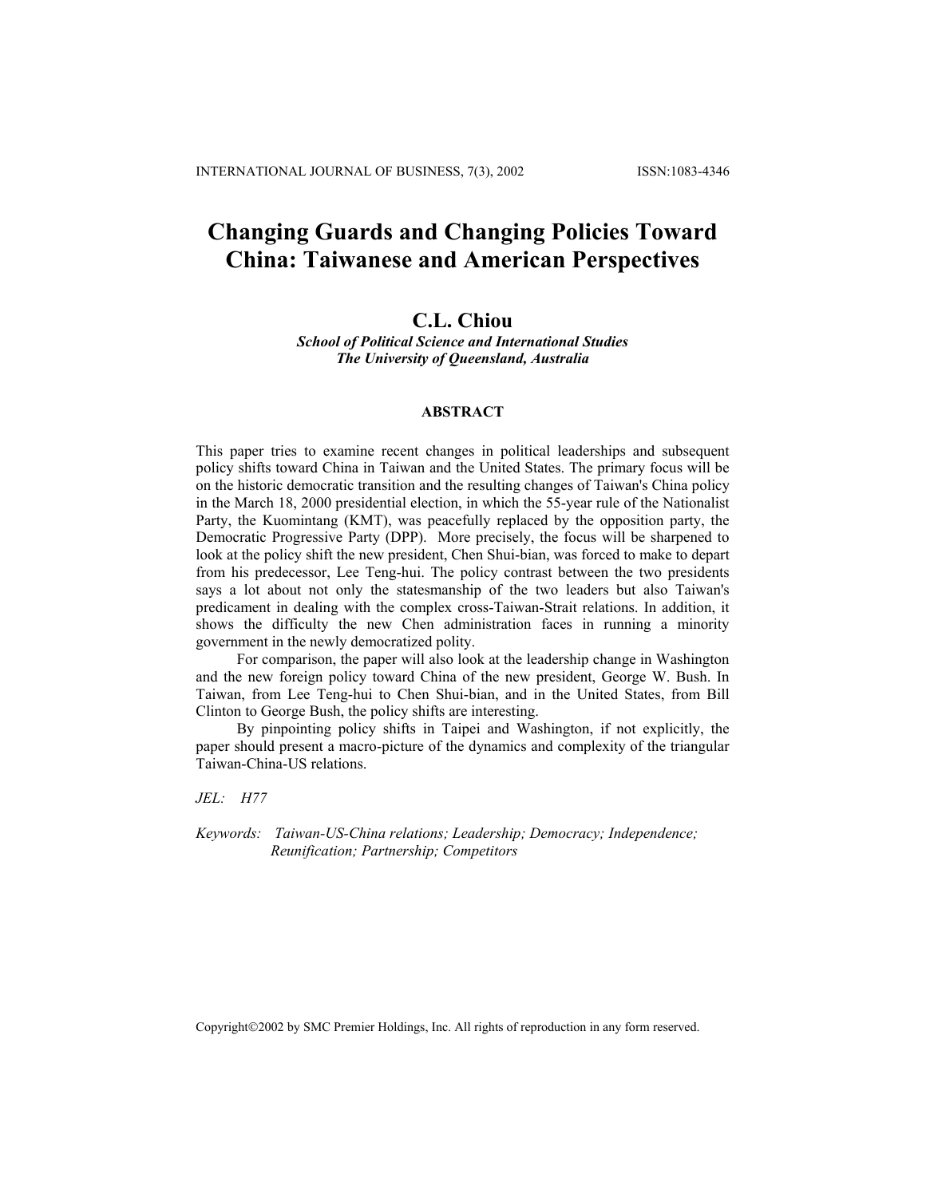# Changing Guards and Changing Policies Toward China: Taiwanese and American Perspectives

**C.L. Chiou**

***School of Political Science and International Studies***
***The University of Queensland, Australia***

## ABSTRACT

This paper tries to examine recent changes in political leaderships and subsequent policy shifts toward China in Taiwan and the United States. The primary focus will be on the historic democratic transition and the resulting changes of Taiwan's China policy in the March 18, 2000 presidential election, in which the 55-year rule of the Nationalist Party, the Kuomintang (KMT), was peacefully replaced by the opposition party, the Democratic Progressive Party (DPP). More precisely, the focus will be sharpened to look at the policy shift the new president, Chen Shui-bian, was forced to make to depart from his predecessor, Lee Teng-hui. The policy contrast between the two presidents says a lot about not only the statesmanship of the two leaders but also Taiwan's predicament in dealing with the complex cross-Taiwan-Strait relations. In addition, it shows the difficulty the new Chen administration faces in running a minority government in the newly democratized polity.

For comparison, the paper will also look at the leadership change in Washington and the new foreign policy toward China of the new president, George W. Bush. In Taiwan, from Lee Teng-hui to Chen Shui-bian, and in the United States, from Bill Clinton to George Bush, the policy shifts are interesting.

By pinpointing policy shifts in Taipei and Washington, if not explicitly, the paper should present a macro-picture of the dynamics and complexity of the triangular Taiwan-China-US relations.

*JEL:* *H77*

*Keywords:* *Taiwan-US-China relations; Leadership; Democracy; Independence; Reunification; Partnership; Competitors*

Copyright©2002 by SMC Premier Holdings, Inc. All rights of reproduction in any form reserved.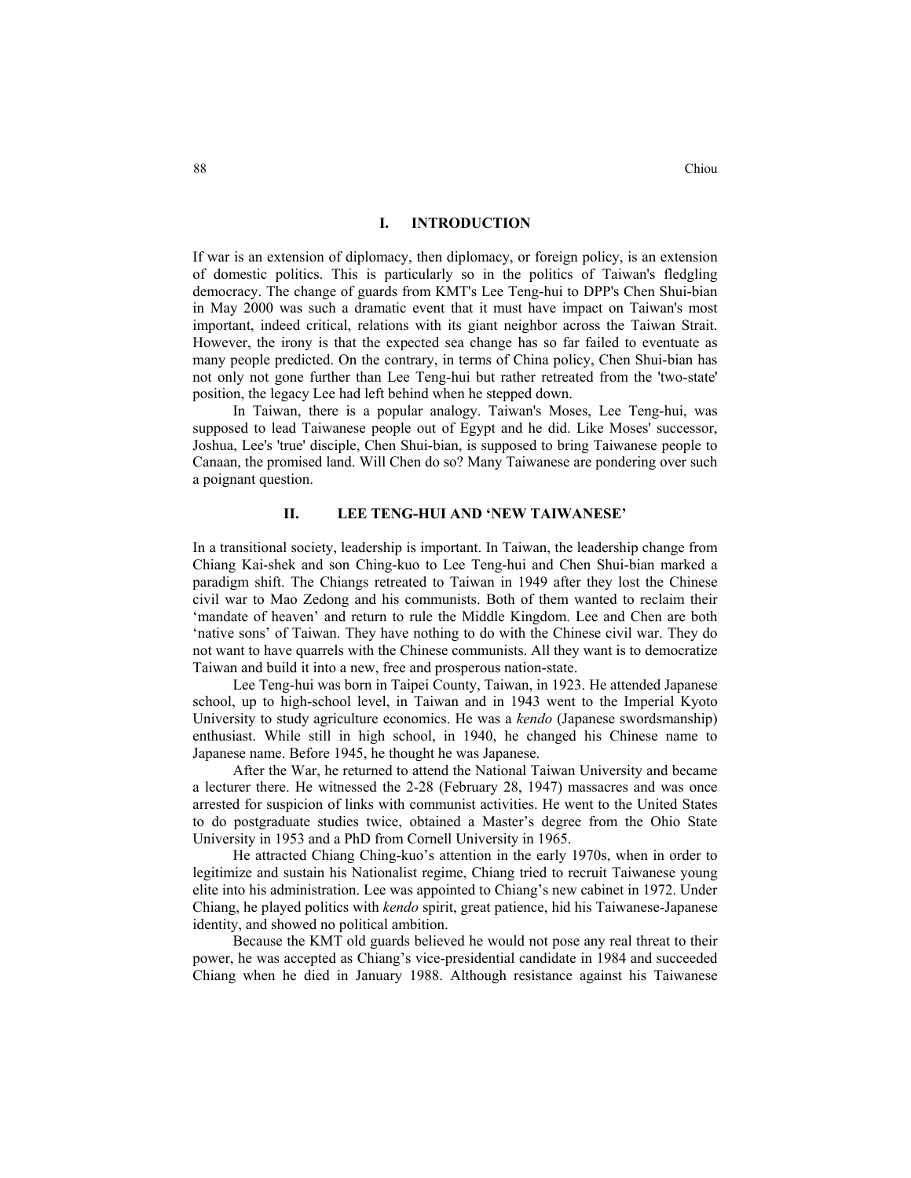## I. INTRODUCTION

If war is an extension of diplomacy, then diplomacy, or foreign policy, is an extension of domestic politics. This is particularly so in the politics of Taiwan's fledgling democracy. The change of guards from KMT's Lee Teng-hui to DPP's Chen Shui-bian in May 2000 was such a dramatic event that it must have impact on Taiwan's most important, indeed critical, relations with its giant neighbor across the Taiwan Strait. However, the irony is that the expected sea change has so far failed to eventuate as many people predicted. On the contrary, in terms of China policy, Chen Shui-bian has not only not gone further than Lee Teng-hui but rather retreated from the 'two-state' position, the legacy Lee had left behind when he stepped down.

In Taiwan, there is a popular analogy. Taiwan's Moses, Lee Teng-hui, was supposed to lead Taiwanese people out of Egypt and he did. Like Moses' successor, Joshua, Lee's 'true' disciple, Chen Shui-bian, is supposed to bring Taiwanese people to Canaan, the promised land. Will Chen do so? Many Taiwanese are pondering over such a poignant question.

## II. LEE TENG-HUI AND 'NEW TAIWANESE'

In a transitional society, leadership is important. In Taiwan, the leadership change from Chiang Kai-shek and son Ching-kuo to Lee Teng-hui and Chen Shui-bian marked a paradigm shift. The Chiangs retreated to Taiwan in 1949 after they lost the Chinese civil war to Mao Zedong and his communists. Both of them wanted to reclaim their 'mandate of heaven' and return to rule the Middle Kingdom. Lee and Chen are both 'native sons' of Taiwan. They have nothing to do with the Chinese civil war. They do not want to have quarrels with the Chinese communists. All they want is to democratize Taiwan and build it into a new, free and prosperous nation-state.

Lee Teng-hui was born in Taipei County, Taiwan, in 1923. He attended Japanese school, up to high-school level, in Taiwan and in 1943 went to the Imperial Kyoto University to study agriculture economics. He was a *kendo* (Japanese swordsmanship) enthusiast. While still in high school, in 1940, he changed his Chinese name to Japanese name. Before 1945, he thought he was Japanese.

After the War, he returned to attend the National Taiwan University and became a lecturer there. He witnessed the 2-28 (February 28, 1947) massacres and was once arrested for suspicion of links with communist activities. He went to the United States to do postgraduate studies twice, obtained a Master's degree from the Ohio State University in 1953 and a PhD from Cornell University in 1965.

He attracted Chiang Ching-kuo's attention in the early 1970s, when in order to legitimize and sustain his Nationalist regime, Chiang tried to recruit Taiwanese young elite into his administration. Lee was appointed to Chiang's new cabinet in 1972. Under Chiang, he played politics with *kendo* spirit, great patience, hid his Taiwanese-Japanese identity, and showed no political ambition.

Because the KMT old guards believed he would not pose any real threat to their power, he was accepted as Chiang's vice-presidential candidate in 1984 and succeeded Chiang when he died in January 1988. Although resistance against his Taiwanese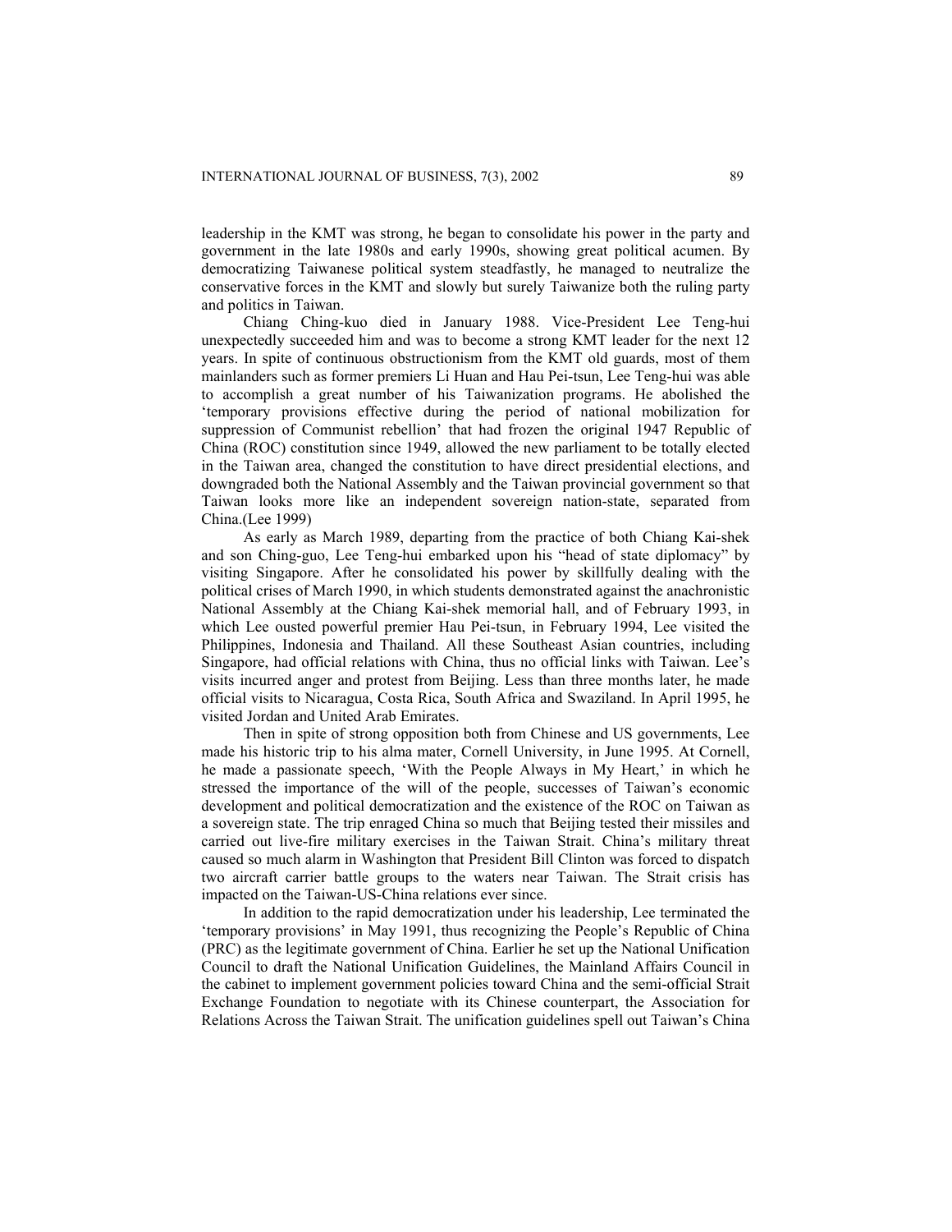leadership in the KMT was strong, he began to consolidate his power in the party and government in the late 1980s and early 1990s, showing great political acumen. By democratizing Taiwanese political system steadfastly, he managed to neutralize the conservative forces in the KMT and slowly but surely Taiwanize both the ruling party and politics in Taiwan.

Chiang Ching-kuo died in January 1988. Vice-President Lee Teng-hui unexpectedly succeeded him and was to become a strong KMT leader for the next 12 years. In spite of continuous obstructionism from the KMT old guards, most of them mainlanders such as former premiers Li Huan and Hau Pei-tsun, Lee Teng-hui was able to accomplish a great number of his Taiwanization programs. He abolished the 'temporary provisions effective during the period of national mobilization for suppression of Communist rebellion' that had frozen the original 1947 Republic of China (ROC) constitution since 1949, allowed the new parliament to be totally elected in the Taiwan area, changed the constitution to have direct presidential elections, and downgraded both the National Assembly and the Taiwan provincial government so that Taiwan looks more like an independent sovereign nation-state, separated from China.(Lee 1999)

As early as March 1989, departing from the practice of both Chiang Kai-shek and son Ching-guo, Lee Teng-hui embarked upon his "head of state diplomacy" by visiting Singapore. After he consolidated his power by skillfully dealing with the political crises of March 1990, in which students demonstrated against the anachronistic National Assembly at the Chiang Kai-shek memorial hall, and of February 1993, in which Lee ousted powerful premier Hau Pei-tsun, in February 1994, Lee visited the Philippines, Indonesia and Thailand. All these Southeast Asian countries, including Singapore, had official relations with China, thus no official links with Taiwan. Lee's visits incurred anger and protest from Beijing. Less than three months later, he made official visits to Nicaragua, Costa Rica, South Africa and Swaziland. In April 1995, he visited Jordan and United Arab Emirates.

Then in spite of strong opposition both from Chinese and US governments, Lee made his historic trip to his alma mater, Cornell University, in June 1995. At Cornell, he made a passionate speech, 'With the People Always in My Heart,' in which he stressed the importance of the will of the people, successes of Taiwan's economic development and political democratization and the existence of the ROC on Taiwan as a sovereign state. The trip enraged China so much that Beijing tested their missiles and carried out live-fire military exercises in the Taiwan Strait. China's military threat caused so much alarm in Washington that President Bill Clinton was forced to dispatch two aircraft carrier battle groups to the waters near Taiwan. The Strait crisis has impacted on the Taiwan-US-China relations ever since.

In addition to the rapid democratization under his leadership, Lee terminated the 'temporary provisions' in May 1991, thus recognizing the People's Republic of China (PRC) as the legitimate government of China. Earlier he set up the National Unification Council to draft the National Unification Guidelines, the Mainland Affairs Council in the cabinet to implement government policies toward China and the semi-official Strait Exchange Foundation to negotiate with its Chinese counterpart, the Association for Relations Across the Taiwan Strait. The unification guidelines spell out Taiwan's China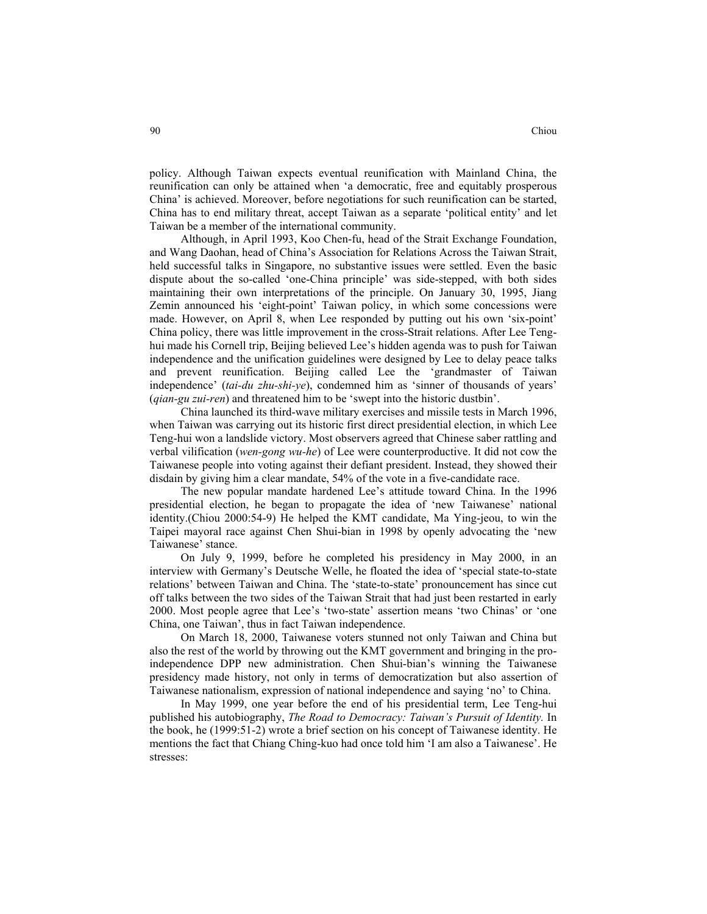policy. Although Taiwan expects eventual reunification with Mainland China, the reunification can only be attained when 'a democratic, free and equitably prosperous China' is achieved. Moreover, before negotiations for such reunification can be started, China has to end military threat, accept Taiwan as a separate 'political entity' and let Taiwan be a member of the international community.

Although, in April 1993, Koo Chen-fu, head of the Strait Exchange Foundation, and Wang Daohan, head of China's Association for Relations Across the Taiwan Strait, held successful talks in Singapore, no substantive issues were settled. Even the basic dispute about the so-called 'one-China principle' was side-stepped, with both sides maintaining their own interpretations of the principle. On January 30, 1995, Jiang Zemin announced his 'eight-point' Taiwan policy, in which some concessions were made. However, on April 8, when Lee responded by putting out his own 'six-point' China policy, there was little improvement in the cross-Strait relations. After Lee Teng-hui made his Cornell trip, Beijing believed Lee's hidden agenda was to push for Taiwan independence and the unification guidelines were designed by Lee to delay peace talks and prevent reunification. Beijing called Lee the 'grandmaster of Taiwan independence' (*tai-du zhu-shi-ye*), condemned him as 'sinner of thousands of years' (*qian-gu zui-ren*) and threatened him to be 'swept into the historic dustbin'.

China launched its third-wave military exercises and missile tests in March 1996, when Taiwan was carrying out its historic first direct presidential election, in which Lee Teng-hui won a landslide victory. Most observers agreed that Chinese saber rattling and verbal vilification (*wen-gong wu-he*) of Lee were counterproductive. It did not cow the Taiwanese people into voting against their defiant president. Instead, they showed their disdain by giving him a clear mandate, 54% of the vote in a five-candidate race.

The new popular mandate hardened Lee's attitude toward China. In the 1996 presidential election, he began to propagate the idea of 'new Taiwanese' national identity.(Chiou 2000:54-9) He helped the KMT candidate, Ma Ying-jeou, to win the Taipei mayoral race against Chen Shui-bian in 1998 by openly advocating the 'new Taiwanese' stance.

On July 9, 1999, before he completed his presidency in May 2000, in an interview with Germany's Deutsche Welle, he floated the idea of 'special state-to-state relations' between Taiwan and China. The 'state-to-state' pronouncement has since cut off talks between the two sides of the Taiwan Strait that had just been restarted in early 2000. Most people agree that Lee's 'two-state' assertion means 'two Chinas' or 'one China, one Taiwan', thus in fact Taiwan independence.

On March 18, 2000, Taiwanese voters stunned not only Taiwan and China but also the rest of the world by throwing out the KMT government and bringing in the pro-independence DPP new administration. Chen Shui-bian's winning the Taiwanese presidency made history, not only in terms of democratization but also assertion of Taiwanese nationalism, expression of national independence and saying 'no' to China.

In May 1999, one year before the end of his presidential term, Lee Teng-hui published his autobiography, *The Road to Democracy: Taiwan's Pursuit of Identity.* In the book, he (1999:51-2) wrote a brief section on his concept of Taiwanese identity. He mentions the fact that Chiang Ching-kuo had once told him 'I am also a Taiwanese'. He stresses: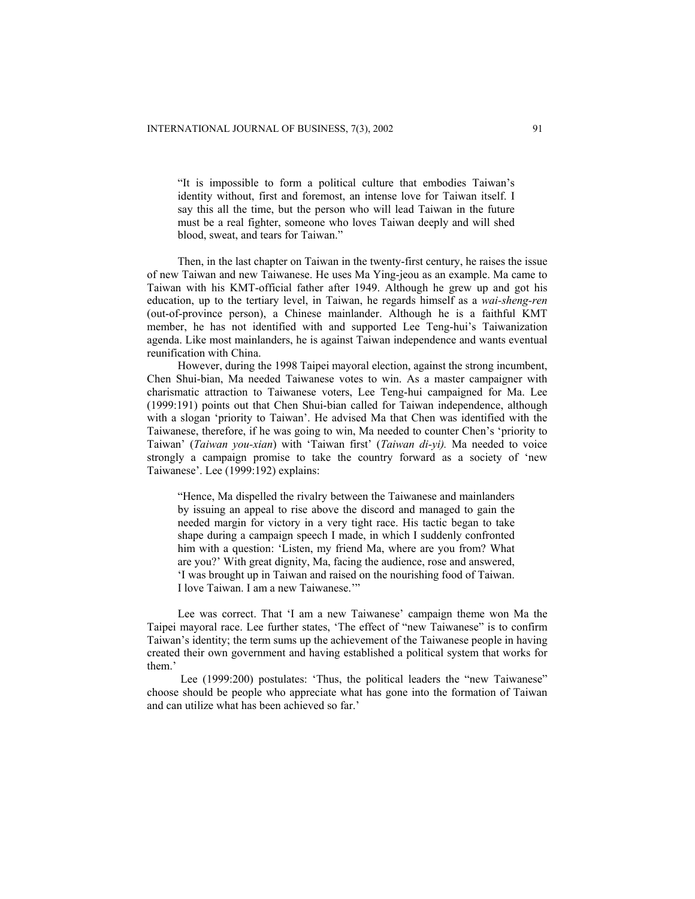> "It is impossible to form a political culture that embodies Taiwan's identity without, first and foremost, an intense love for Taiwan itself. I say this all the time, but the person who will lead Taiwan in the future must be a real fighter, someone who loves Taiwan deeply and will shed blood, sweat, and tears for Taiwan."

Then, in the last chapter on Taiwan in the twenty-first century, he raises the issue of new Taiwan and new Taiwanese. He uses Ma Ying-jeou as an example. Ma came to Taiwan with his KMT-official father after 1949. Although he grew up and got his education, up to the tertiary level, in Taiwan, he regards himself as a *wai-sheng-ren* (out-of-province person), a Chinese mainlander. Although he is a faithful KMT member, he has not identified with and supported Lee Teng-hui's Taiwanization agenda. Like most mainlanders, he is against Taiwan independence and wants eventual reunification with China.

However, during the 1998 Taipei mayoral election, against the strong incumbent, Chen Shui-bian, Ma needed Taiwanese votes to win. As a master campaigner with charismatic attraction to Taiwanese voters, Lee Teng-hui campaigned for Ma. Lee (1999:191) points out that Chen Shui-bian called for Taiwan independence, although with a slogan 'priority to Taiwan'. He advised Ma that Chen was identified with the Taiwanese, therefore, if he was going to win, Ma needed to counter Chen's 'priority to Taiwan' (*Taiwan you-xian*) with 'Taiwan first' (*Taiwan di-yi).* Ma needed to voice strongly a campaign promise to take the country forward as a society of 'new Taiwanese'. Lee (1999:192) explains:

> "Hence, Ma dispelled the rivalry between the Taiwanese and mainlanders by issuing an appeal to rise above the discord and managed to gain the needed margin for victory in a very tight race. His tactic began to take shape during a campaign speech I made, in which I suddenly confronted him with a question: 'Listen, my friend Ma, where are you from? What are you?' With great dignity, Ma, facing the audience, rose and answered, 'I was brought up in Taiwan and raised on the nourishing food of Taiwan. I love Taiwan. I am a new Taiwanese.'"

Lee was correct. That 'I am a new Taiwanese' campaign theme won Ma the Taipei mayoral race. Lee further states, 'The effect of "new Taiwanese" is to confirm Taiwan's identity; the term sums up the achievement of the Taiwanese people in having created their own government and having established a political system that works for them.'

Lee (1999:200) postulates: 'Thus, the political leaders the "new Taiwanese" choose should be people who appreciate what has gone into the formation of Taiwan and can utilize what has been achieved so far.'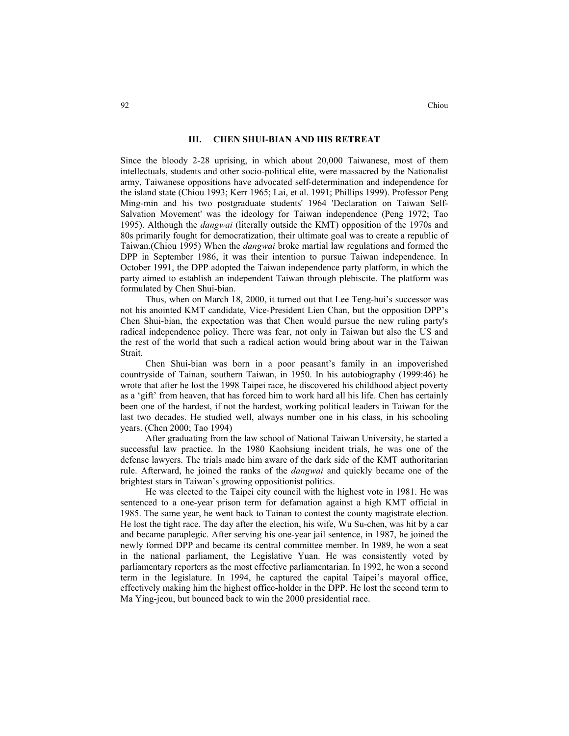## III. CHEN SHUI-BIAN AND HIS RETREAT

Since the bloody 2-28 uprising, in which about 20,000 Taiwanese, most of them intellectuals, students and other socio-political elite, were massacred by the Nationalist army, Taiwanese oppositions have advocated self-determination and independence for the island state (Chiou 1993; Kerr 1965; Lai, et al. 1991; Phillips 1999). Professor Peng Ming-min and his two postgraduate students' 1964 'Declaration on Taiwan Self-Salvation Movement' was the ideology for Taiwan independence (Peng 1972; Tao 1995). Although the *dangwai* (literally outside the KMT) opposition of the 1970s and 80s primarily fought for democratization, their ultimate goal was to create a republic of Taiwan.(Chiou 1995) When the *dangwai* broke martial law regulations and formed the DPP in September 1986, it was their intention to pursue Taiwan independence. In October 1991, the DPP adopted the Taiwan independence party platform, in which the party aimed to establish an independent Taiwan through plebiscite. The platform was formulated by Chen Shui-bian.

Thus, when on March 18, 2000, it turned out that Lee Teng-hui's successor was not his anointed KMT candidate, Vice-President Lien Chan, but the opposition DPP's Chen Shui-bian, the expectation was that Chen would pursue the new ruling party's radical independence policy. There was fear, not only in Taiwan but also the US and the rest of the world that such a radical action would bring about war in the Taiwan Strait.

Chen Shui-bian was born in a poor peasant's family in an impoverished countryside of Tainan, southern Taiwan, in 1950. In his autobiography (1999:46) he wrote that after he lost the 1998 Taipei race, he discovered his childhood abject poverty as a 'gift' from heaven, that has forced him to work hard all his life. Chen has certainly been one of the hardest, if not the hardest, working political leaders in Taiwan for the last two decades. He studied well, always number one in his class, in his schooling years. (Chen 2000; Tao 1994)

After graduating from the law school of National Taiwan University, he started a successful law practice. In the 1980 Kaohsiung incident trials, he was one of the defense lawyers. The trials made him aware of the dark side of the KMT authoritarian rule. Afterward, he joined the ranks of the *dangwai* and quickly became one of the brightest stars in Taiwan's growing oppositionist politics.

He was elected to the Taipei city council with the highest vote in 1981. He was sentenced to a one-year prison term for defamation against a high KMT official in 1985. The same year, he went back to Tainan to contest the county magistrate election. He lost the tight race. The day after the election, his wife, Wu Su-chen, was hit by a car and became paraplegic. After serving his one-year jail sentence, in 1987, he joined the newly formed DPP and became its central committee member. In 1989, he won a seat in the national parliament, the Legislative Yuan. He was consistently voted by parliamentary reporters as the most effective parliamentarian. In 1992, he won a second term in the legislature. In 1994, he captured the capital Taipei's mayoral office, effectively making him the highest office-holder in the DPP. He lost the second term to Ma Ying-jeou, but bounced back to win the 2000 presidential race.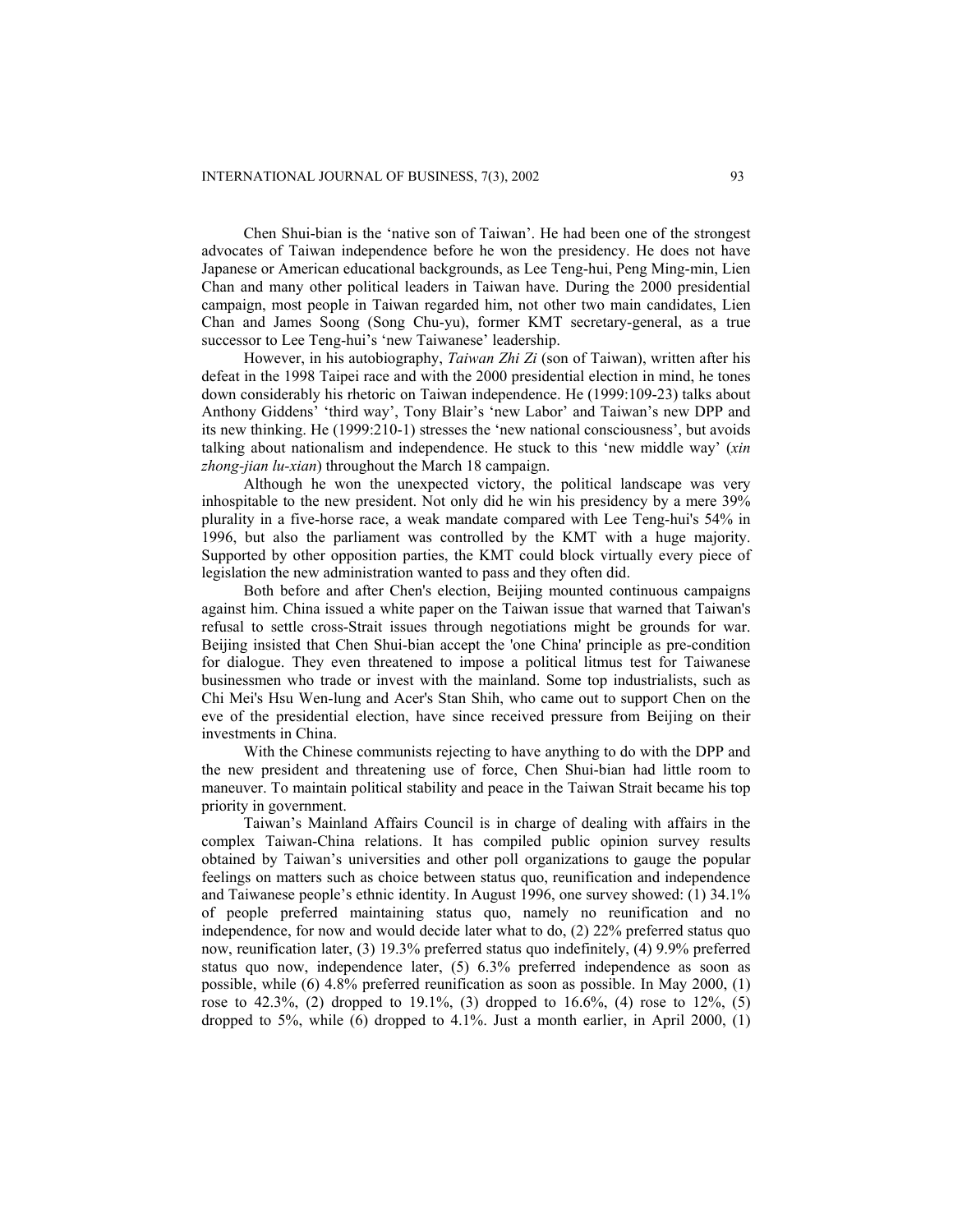Chen Shui-bian is the 'native son of Taiwan'. He had been one of the strongest advocates of Taiwan independence before he won the presidency. He does not have Japanese or American educational backgrounds, as Lee Teng-hui, Peng Ming-min, Lien Chan and many other political leaders in Taiwan have. During the 2000 presidential campaign, most people in Taiwan regarded him, not other two main candidates, Lien Chan and James Soong (Song Chu-yu), former KMT secretary-general, as a true successor to Lee Teng-hui's 'new Taiwanese' leadership.

However, in his autobiography, *Taiwan Zhi Zi* (son of Taiwan), written after his defeat in the 1998 Taipei race and with the 2000 presidential election in mind, he tones down considerably his rhetoric on Taiwan independence. He (1999:109-23) talks about Anthony Giddens' 'third way', Tony Blair's 'new Labor' and Taiwan's new DPP and its new thinking. He (1999:210-1) stresses the 'new national consciousness', but avoids talking about nationalism and independence. He stuck to this 'new middle way' (*xin zhong-jian lu-xian*) throughout the March 18 campaign.

Although he won the unexpected victory, the political landscape was very inhospitable to the new president. Not only did he win his presidency by a mere 39% plurality in a five-horse race, a weak mandate compared with Lee Teng-hui's 54% in 1996, but also the parliament was controlled by the KMT with a huge majority. Supported by other opposition parties, the KMT could block virtually every piece of legislation the new administration wanted to pass and they often did.

Both before and after Chen's election, Beijing mounted continuous campaigns against him. China issued a white paper on the Taiwan issue that warned that Taiwan's refusal to settle cross-Strait issues through negotiations might be grounds for war. Beijing insisted that Chen Shui-bian accept the 'one China' principle as pre-condition for dialogue. They even threatened to impose a political litmus test for Taiwanese businessmen who trade or invest with the mainland. Some top industrialists, such as Chi Mei's Hsu Wen-lung and Acer's Stan Shih, who came out to support Chen on the eve of the presidential election, have since received pressure from Beijing on their investments in China.

With the Chinese communists rejecting to have anything to do with the DPP and the new president and threatening use of force, Chen Shui-bian had little room to maneuver. To maintain political stability and peace in the Taiwan Strait became his top priority in government.

Taiwan's Mainland Affairs Council is in charge of dealing with affairs in the complex Taiwan-China relations. It has compiled public opinion survey results obtained by Taiwan's universities and other poll organizations to gauge the popular feelings on matters such as choice between status quo, reunification and independence and Taiwanese people's ethnic identity. In August 1996, one survey showed: (1) 34.1% of people preferred maintaining status quo, namely no reunification and no independence, for now and would decide later what to do, (2) 22% preferred status quo now, reunification later, (3) 19.3% preferred status quo indefinitely, (4) 9.9% preferred status quo now, independence later, (5) 6.3% preferred independence as soon as possible, while (6) 4.8% preferred reunification as soon as possible. In May 2000, (1) rose to 42.3%, (2) dropped to 19.1%, (3) dropped to 16.6%, (4) rose to 12%, (5) dropped to 5%, while (6) dropped to 4.1%. Just a month earlier, in April 2000, (1)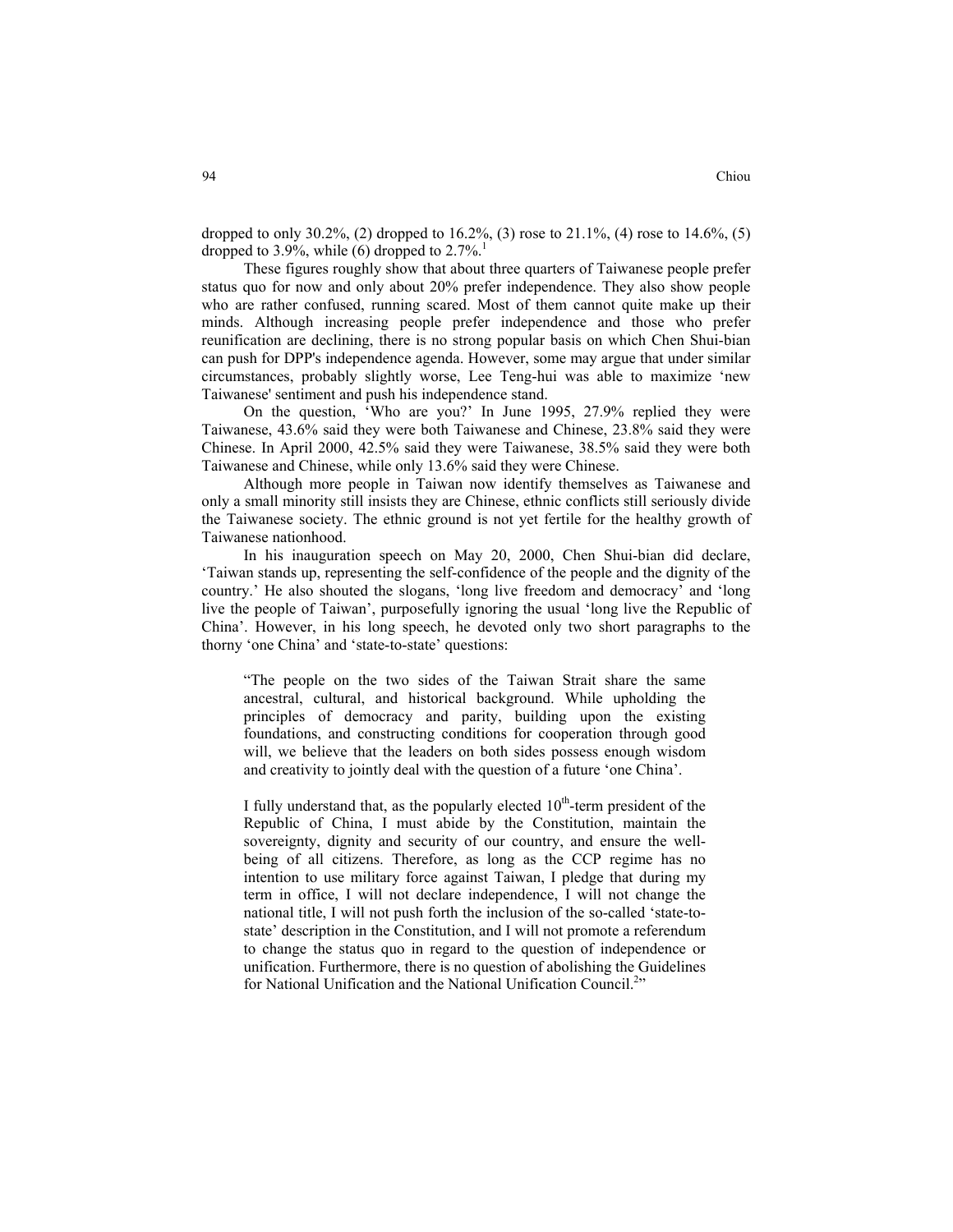dropped to only 30.2%, (2) dropped to 16.2%, (3) rose to 21.1%, (4) rose to 14.6%, (5) dropped to 3.9%, while (6) dropped to 2.7%.[1]

These figures roughly show that about three quarters of Taiwanese people prefer status quo for now and only about 20% prefer independence. They also show people who are rather confused, running scared. Most of them cannot quite make up their minds. Although increasing people prefer independence and those who prefer reunification are declining, there is no strong popular basis on which Chen Shui-bian can push for DPP's independence agenda. However, some may argue that under similar circumstances, probably slightly worse, Lee Teng-hui was able to maximize 'new Taiwanese' sentiment and push his independence stand.

On the question, 'Who are you?' In June 1995, 27.9% replied they were Taiwanese, 43.6% said they were both Taiwanese and Chinese, 23.8% said they were Chinese. In April 2000, 42.5% said they were Taiwanese, 38.5% said they were both Taiwanese and Chinese, while only 13.6% said they were Chinese.

Although more people in Taiwan now identify themselves as Taiwanese and only a small minority still insists they are Chinese, ethnic conflicts still seriously divide the Taiwanese society. The ethnic ground is not yet fertile for the healthy growth of Taiwanese nationhood.

In his inauguration speech on May 20, 2000, Chen Shui-bian did declare, 'Taiwan stands up, representing the self-confidence of the people and the dignity of the country.' He also shouted the slogans, 'long live freedom and democracy' and 'long live the people of Taiwan', purposefully ignoring the usual 'long live the Republic of China'. However, in his long speech, he devoted only two short paragraphs to the thorny 'one China' and 'state-to-state' questions:

> "The people on the two sides of the Taiwan Strait share the same ancestral, cultural, and historical background. While upholding the principles of democracy and parity, building upon the existing foundations, and constructing conditions for cooperation through good will, we believe that the leaders on both sides possess enough wisdom and creativity to jointly deal with the question of a future 'one China'.
>
> I fully understand that, as the popularly elected 10th-term president of the Republic of China, I must abide by the Constitution, maintain the sovereignty, dignity and security of our country, and ensure the well-being of all citizens. Therefore, as long as the CCP regime has no intention to use military force against Taiwan, I pledge that during my term in office, I will not declare independence, I will not change the national title, I will not push forth the inclusion of the so-called 'state-to-state' description in the Constitution, and I will not promote a referendum to change the status quo in regard to the question of independence or unification. Furthermore, there is no question of abolishing the Guidelines for National Unification and the National Unification Council.[2]"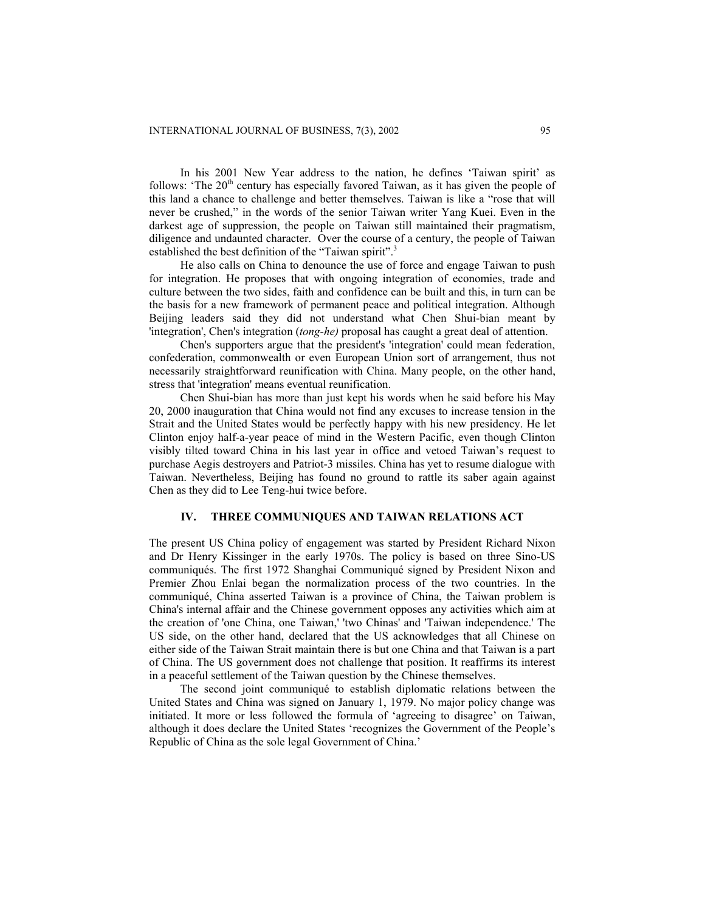In his 2001 New Year address to the nation, he defines 'Taiwan spirit' as follows: 'The $20^{th}$ century has especially favored Taiwan, as it has given the people of this land a chance to challenge and better themselves. Taiwan is like a "rose that will never be crushed," in the words of the senior Taiwan writer Yang Kuei. Even in the darkest age of suppression, the people on Taiwan still maintained their pragmatism, diligence and undaunted character. Over the course of a century, the people of Taiwan established the best definition of the "Taiwan spirit".[3]

He also calls on China to denounce the use of force and engage Taiwan to push for integration. He proposes that with ongoing integration of economies, trade and culture between the two sides, faith and confidence can be built and this, in turn can be the basis for a new framework of permanent peace and political integration. Although Beijing leaders said they did not understand what Chen Shui-bian meant by 'integration', Chen's integration (*tong-he)* proposal has caught a great deal of attention.

Chen's supporters argue that the president's 'integration' could mean federation, confederation, commonwealth or even European Union sort of arrangement, thus not necessarily straightforward reunification with China. Many people, on the other hand, stress that 'integration' means eventual reunification.

Chen Shui-bian has more than just kept his words when he said before his May 20, 2000 inauguration that China would not find any excuses to increase tension in the Strait and the United States would be perfectly happy with his new presidency. He let Clinton enjoy half-a-year peace of mind in the Western Pacific, even though Clinton visibly tilted toward China in his last year in office and vetoed Taiwan's request to purchase Aegis destroyers and Patriot-3 missiles. China has yet to resume dialogue with Taiwan. Nevertheless, Beijing has found no ground to rattle its saber again against Chen as they did to Lee Teng-hui twice before.

## IV. THREE COMMUNIQUES AND TAIWAN RELATIONS ACT

The present US China policy of engagement was started by President Richard Nixon and Dr Henry Kissinger in the early 1970s. The policy is based on three Sino-US communiqués. The first 1972 Shanghai Communiqué signed by President Nixon and Premier Zhou Enlai began the normalization process of the two countries. In the communiqué, China asserted Taiwan is a province of China, the Taiwan problem is China's internal affair and the Chinese government opposes any activities which aim at the creation of 'one China, one Taiwan,' 'two Chinas' and 'Taiwan independence.' The US side, on the other hand, declared that the US acknowledges that all Chinese on either side of the Taiwan Strait maintain there is but one China and that Taiwan is a part of China. The US government does not challenge that position. It reaffirms its interest in a peaceful settlement of the Taiwan question by the Chinese themselves.

The second joint communiqué to establish diplomatic relations between the United States and China was signed on January 1, 1979. No major policy change was initiated. It more or less followed the formula of 'agreeing to disagree' on Taiwan, although it does declare the United States 'recognizes the Government of the People's Republic of China as the sole legal Government of China.'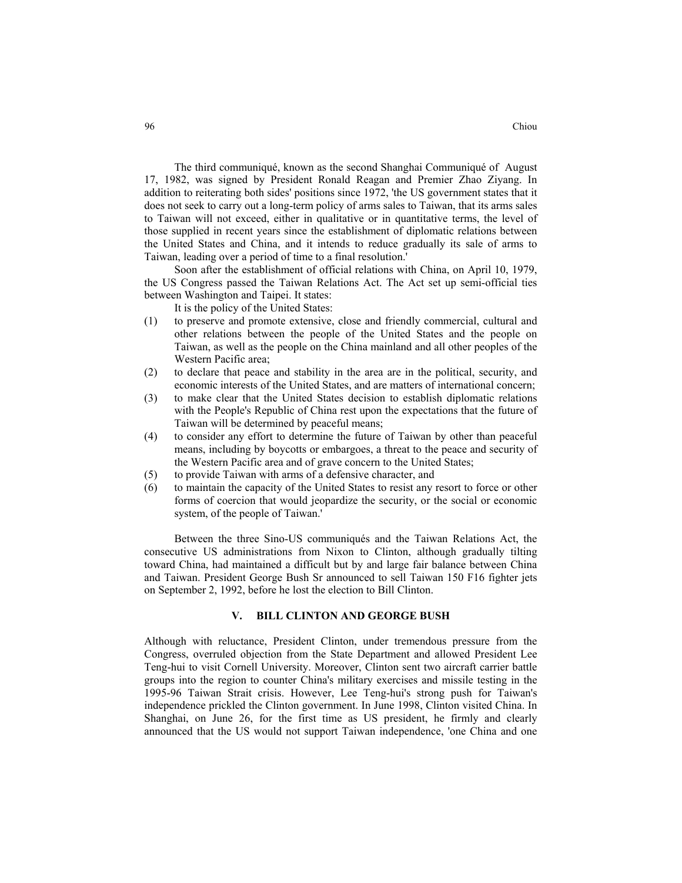The third communiqué, known as the second Shanghai Communiqué of August 17, 1982, was signed by President Ronald Reagan and Premier Zhao Ziyang. In addition to reiterating both sides' positions since 1972, 'the US government states that it does not seek to carry out a long-term policy of arms sales to Taiwan, that its arms sales to Taiwan will not exceed, either in qualitative or in quantitative terms, the level of those supplied in recent years since the establishment of diplomatic relations between the United States and China, and it intends to reduce gradually its sale of arms to Taiwan, leading over a period of time to a final resolution.'

Soon after the establishment of official relations with China, on April 10, 1979, the US Congress passed the Taiwan Relations Act. The Act set up semi-official ties between Washington and Taipei. It states:

It is the policy of the United States:

(1) to preserve and promote extensive, close and friendly commercial, cultural and other relations between the people of the United States and the people on Taiwan, as well as the people on the China mainland and all other peoples of the Western Pacific area;
(2) to declare that peace and stability in the area are in the political, security, and economic interests of the United States, and are matters of international concern;
(3) to make clear that the United States decision to establish diplomatic relations with the People's Republic of China rest upon the expectations that the future of Taiwan will be determined by peaceful means;
(4) to consider any effort to determine the future of Taiwan by other than peaceful means, including by boycotts or embargoes, a threat to the peace and security of the Western Pacific area and of grave concern to the United States;
(5) to provide Taiwan with arms of a defensive character, and
(6) to maintain the capacity of the United States to resist any resort to force or other forms of coercion that would jeopardize the security, or the social or economic system, of the people of Taiwan.'

Between the three Sino-US communiqués and the Taiwan Relations Act, the consecutive US administrations from Nixon to Clinton, although gradually tilting toward China, had maintained a difficult but by and large fair balance between China and Taiwan. President George Bush Sr announced to sell Taiwan 150 F16 fighter jets on September 2, 1992, before he lost the election to Bill Clinton.

## V. BILL CLINTON AND GEORGE BUSH

Although with reluctance, President Clinton, under tremendous pressure from the Congress, overruled objection from the State Department and allowed President Lee Teng-hui to visit Cornell University. Moreover, Clinton sent two aircraft carrier battle groups into the region to counter China's military exercises and missile testing in the 1995-96 Taiwan Strait crisis. However, Lee Teng-hui's strong push for Taiwan's independence prickled the Clinton government. In June 1998, Clinton visited China. In Shanghai, on June 26, for the first time as US president, he firmly and clearly announced that the US would not support Taiwan independence, 'one China and one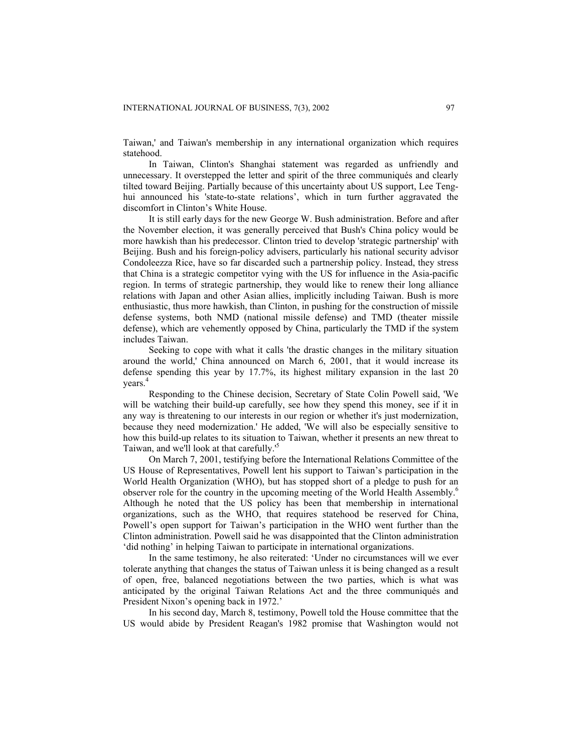Taiwan,' and Taiwan's membership in any international organization which requires statehood.

In Taiwan, Clinton's Shanghai statement was regarded as unfriendly and unnecessary. It overstepped the letter and spirit of the three communiqués and clearly tilted toward Beijing. Partially because of this uncertainty about US support, Lee Teng-hui announced his 'state-to-state relations', which in turn further aggravated the discomfort in Clinton's White House.

It is still early days for the new George W. Bush administration. Before and after the November election, it was generally perceived that Bush's China policy would be more hawkish than his predecessor. Clinton tried to develop 'strategic partnership' with Beijing. Bush and his foreign-policy advisers, particularly his national security advisor Condoleezza Rice, have so far discarded such a partnership policy. Instead, they stress that China is a strategic competitor vying with the US for influence in the Asia-pacific region. In terms of strategic partnership, they would like to renew their long alliance relations with Japan and other Asian allies, implicitly including Taiwan. Bush is more enthusiastic, thus more hawkish, than Clinton, in pushing for the construction of missile defense systems, both NMD (national missile defense) and TMD (theater missile defense), which are vehemently opposed by China, particularly the TMD if the system includes Taiwan.

Seeking to cope with what it calls 'the drastic changes in the military situation around the world,' China announced on March 6, 2001, that it would increase its defense spending this year by 17.7%, its highest military expansion in the last 20 years.[4]

Responding to the Chinese decision, Secretary of State Colin Powell said, 'We will be watching their build-up carefully, see how they spend this money, see if it in any way is threatening to our interests in our region or whether it's just modernization, because they need modernization.' He added, 'We will also be especially sensitive to how this build-up relates to its situation to Taiwan, whether it presents an new threat to Taiwan, and we'll look at that carefully.'[5]

On March 7, 2001, testifying before the International Relations Committee of the US House of Representatives, Powell lent his support to Taiwan's participation in the World Health Organization (WHO), but has stopped short of a pledge to push for an observer role for the country in the upcoming meeting of the World Health Assembly.[6] Although he noted that the US policy has been that membership in international organizations, such as the WHO, that requires statehood be reserved for China, Powell's open support for Taiwan's participation in the WHO went further than the Clinton administration. Powell said he was disappointed that the Clinton administration 'did nothing' in helping Taiwan to participate in international organizations.

In the same testimony, he also reiterated: 'Under no circumstances will we ever tolerate anything that changes the status of Taiwan unless it is being changed as a result of open, free, balanced negotiations between the two parties, which is what was anticipated by the original Taiwan Relations Act and the three communiqués and President Nixon's opening back in 1972.'

In his second day, March 8, testimony, Powell told the House committee that the US would abide by President Reagan's 1982 promise that Washington would not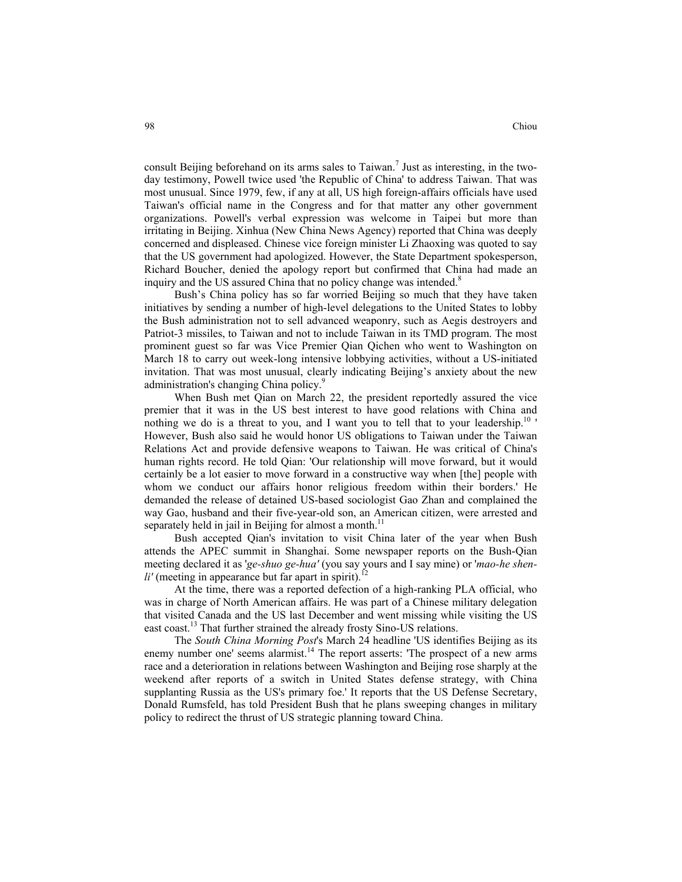consult Beijing beforehand on its arms sales to Taiwan.[7] Just as interesting, in the two-day testimony, Powell twice used 'the Republic of China' to address Taiwan. That was most unusual. Since 1979, few, if any at all, US high foreign-affairs officials have used Taiwan's official name in the Congress and for that matter any other government organizations. Powell's verbal expression was welcome in Taipei but more than irritating in Beijing. Xinhua (New China News Agency) reported that China was deeply concerned and displeased. Chinese vice foreign minister Li Zhaoxing was quoted to say that the US government had apologized. However, the State Department spokesperson, Richard Boucher, denied the apology report but confirmed that China had made an inquiry and the US assured China that no policy change was intended.[8]

Bush's China policy has so far worried Beijing so much that they have taken initiatives by sending a number of high-level delegations to the United States to lobby the Bush administration not to sell advanced weaponry, such as Aegis destroyers and Patriot-3 missiles, to Taiwan and not to include Taiwan in its TMD program. The most prominent guest so far was Vice Premier Qian Qichen who went to Washington on March 18 to carry out week-long intensive lobbying activities, without a US-initiated invitation. That was most unusual, clearly indicating Beijing's anxiety about the new administration's changing China policy.[9]

When Bush met Qian on March 22, the president reportedly assured the vice premier that it was in the US best interest to have good relations with China and nothing we do is a threat to you, and I want you to tell that to your leadership.[10] ' However, Bush also said he would honor US obligations to Taiwan under the Taiwan Relations Act and provide defensive weapons to Taiwan. He was critical of China's human rights record. He told Qian: 'Our relationship will move forward, but it would certainly be a lot easier to move forward in a constructive way when [the] people with whom we conduct our affairs honor religious freedom within their borders.' He demanded the release of detained US-based sociologist Gao Zhan and complained the way Gao, husband and their five-year-old son, an American citizen, were arrested and separately held in jail in Beijing for almost a month.[11]

Bush accepted Qian's invitation to visit China later of the year when Bush attends the APEC summit in Shanghai. Some newspaper reports on the Bush-Qian meeting declared it as '*ge-shuo ge-hua'* (you say yours and I say mine) or '*mao-he shen-li'* (meeting in appearance but far apart in spirit).[12]

At the time, there was a reported defection of a high-ranking PLA official, who was in charge of North American affairs. He was part of a Chinese military delegation that visited Canada and the US last December and went missing while visiting the US east coast.[13] That further strained the already frosty Sino-US relations.

The *South China Morning Post*'s March 24 headline 'US identifies Beijing as its enemy number one' seems alarmist.[14] The report asserts: 'The prospect of a new arms race and a deterioration in relations between Washington and Beijing rose sharply at the weekend after reports of a switch in United States defense strategy, with China supplanting Russia as the US's primary foe.' It reports that the US Defense Secretary, Donald Rumsfeld, has told President Bush that he plans sweeping changes in military policy to redirect the thrust of US strategic planning toward China.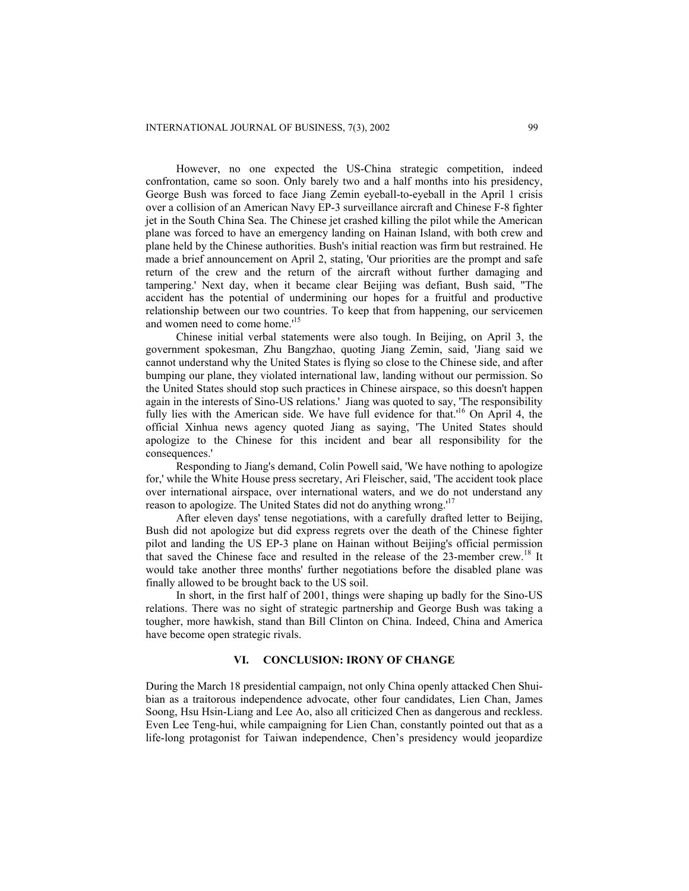However, no one expected the US-China strategic competition, indeed confrontation, came so soon. Only barely two and a half months into his presidency, George Bush was forced to face Jiang Zemin eyeball-to-eyeball in the April 1 crisis over a collision of an American Navy EP-3 surveillance aircraft and Chinese F-8 fighter jet in the South China Sea. The Chinese jet crashed killing the pilot while the American plane was forced to have an emergency landing on Hainan Island, with both crew and plane held by the Chinese authorities. Bush's initial reaction was firm but restrained. He made a brief announcement on April 2, stating, 'Our priorities are the prompt and safe return of the crew and the return of the aircraft without further damaging and tampering.' Next day, when it became clear Beijing was defiant, Bush said, "The accident has the potential of undermining our hopes for a fruitful and productive relationship between our two countries. To keep that from happening, our servicemen and women need to come home.'[15]

Chinese initial verbal statements were also tough. In Beijing, on April 3, the government spokesman, Zhu Bangzhao, quoting Jiang Zemin, said, 'Jiang said we cannot understand why the United States is flying so close to the Chinese side, and after bumping our plane, they violated international law, landing without our permission. So the United States should stop such practices in Chinese airspace, so this doesn't happen again in the interests of Sino-US relations.' Jiang was quoted to say, 'The responsibility fully lies with the American side. We have full evidence for that.'[16] On April 4, the official Xinhua news agency quoted Jiang as saying, 'The United States should apologize to the Chinese for this incident and bear all responsibility for the consequences.'

Responding to Jiang's demand, Colin Powell said, 'We have nothing to apologize for,' while the White House press secretary, Ari Fleischer, said, 'The accident took place over international airspace, over international waters, and we do not understand any reason to apologize. The United States did not do anything wrong.'[17]

After eleven days' tense negotiations, with a carefully drafted letter to Beijing, Bush did not apologize but did express regrets over the death of the Chinese fighter pilot and landing the US EP-3 plane on Hainan without Beijing's official permission that saved the Chinese face and resulted in the release of the 23-member crew.[18] It would take another three months' further negotiations before the disabled plane was finally allowed to be brought back to the US soil.

In short, in the first half of 2001, things were shaping up badly for the Sino-US relations. There was no sight of strategic partnership and George Bush was taking a tougher, more hawkish, stand than Bill Clinton on China. Indeed, China and America have become open strategic rivals.

## VI. CONCLUSION: IRONY OF CHANGE

During the March 18 presidential campaign, not only China openly attacked Chen Shui-bian as a traitorous independence advocate, other four candidates, Lien Chan, James Soong, Hsu Hsin-Liang and Lee Ao, also all criticized Chen as dangerous and reckless. Even Lee Teng-hui, while campaigning for Lien Chan, constantly pointed out that as a life-long protagonist for Taiwan independence, Chen's presidency would jeopardize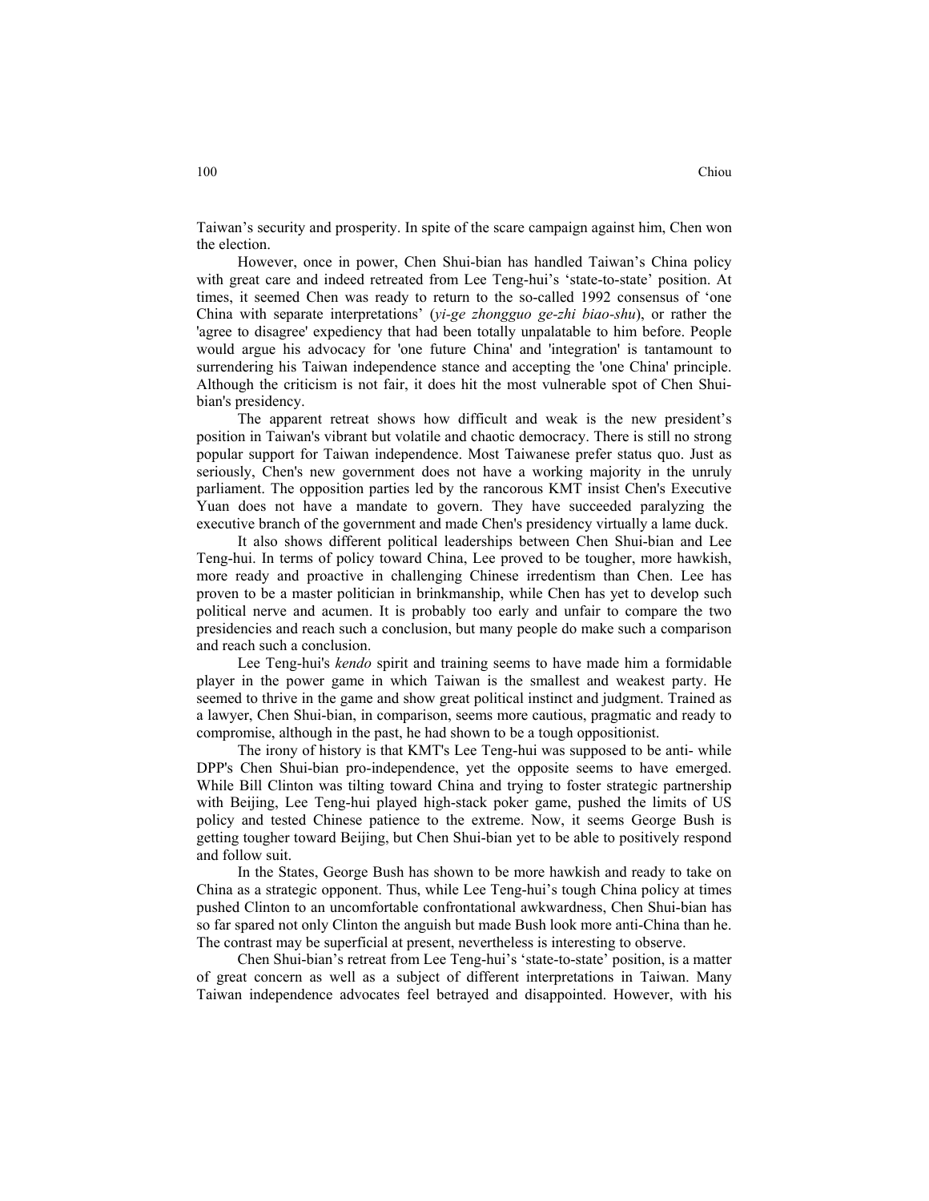Taiwan's security and prosperity. In spite of the scare campaign against him, Chen won the election.

However, once in power, Chen Shui-bian has handled Taiwan's China policy with great care and indeed retreated from Lee Teng-hui's 'state-to-state' position. At times, it seemed Chen was ready to return to the so-called 1992 consensus of 'one China with separate interpretations' (*yi-ge zhongguo ge-zhi biao-shu*), or rather the 'agree to disagree' expediency that had been totally unpalatable to him before. People would argue his advocacy for 'one future China' and 'integration' is tantamount to surrendering his Taiwan independence stance and accepting the 'one China' principle. Although the criticism is not fair, it does hit the most vulnerable spot of Chen Shui-bian's presidency.

The apparent retreat shows how difficult and weak is the new president's position in Taiwan's vibrant but volatile and chaotic democracy. There is still no strong popular support for Taiwan independence. Most Taiwanese prefer status quo. Just as seriously, Chen's new government does not have a working majority in the unruly parliament. The opposition parties led by the rancorous KMT insist Chen's Executive Yuan does not have a mandate to govern. They have succeeded paralyzing the executive branch of the government and made Chen's presidency virtually a lame duck.

It also shows different political leaderships between Chen Shui-bian and Lee Teng-hui. In terms of policy toward China, Lee proved to be tougher, more hawkish, more ready and proactive in challenging Chinese irredentism than Chen. Lee has proven to be a master politician in brinkmanship, while Chen has yet to develop such political nerve and acumen. It is probably too early and unfair to compare the two presidencies and reach such a conclusion, but many people do make such a comparison and reach such a conclusion.

Lee Teng-hui's *kendo* spirit and training seems to have made him a formidable player in the power game in which Taiwan is the smallest and weakest party. He seemed to thrive in the game and show great political instinct and judgment. Trained as a lawyer, Chen Shui-bian, in comparison, seems more cautious, pragmatic and ready to compromise, although in the past, he had shown to be a tough oppositionist.

The irony of history is that KMT's Lee Teng-hui was supposed to be anti- while DPP's Chen Shui-bian pro-independence, yet the opposite seems to have emerged. While Bill Clinton was tilting toward China and trying to foster strategic partnership with Beijing, Lee Teng-hui played high-stack poker game, pushed the limits of US policy and tested Chinese patience to the extreme. Now, it seems George Bush is getting tougher toward Beijing, but Chen Shui-bian yet to be able to positively respond and follow suit.

In the States, George Bush has shown to be more hawkish and ready to take on China as a strategic opponent. Thus, while Lee Teng-hui's tough China policy at times pushed Clinton to an uncomfortable confrontational awkwardness, Chen Shui-bian has so far spared not only Clinton the anguish but made Bush look more anti-China than he. The contrast may be superficial at present, nevertheless is interesting to observe.

Chen Shui-bian's retreat from Lee Teng-hui's 'state-to-state' position, is a matter of great concern as well as a subject of different interpretations in Taiwan. Many Taiwan independence advocates feel betrayed and disappointed. However, with his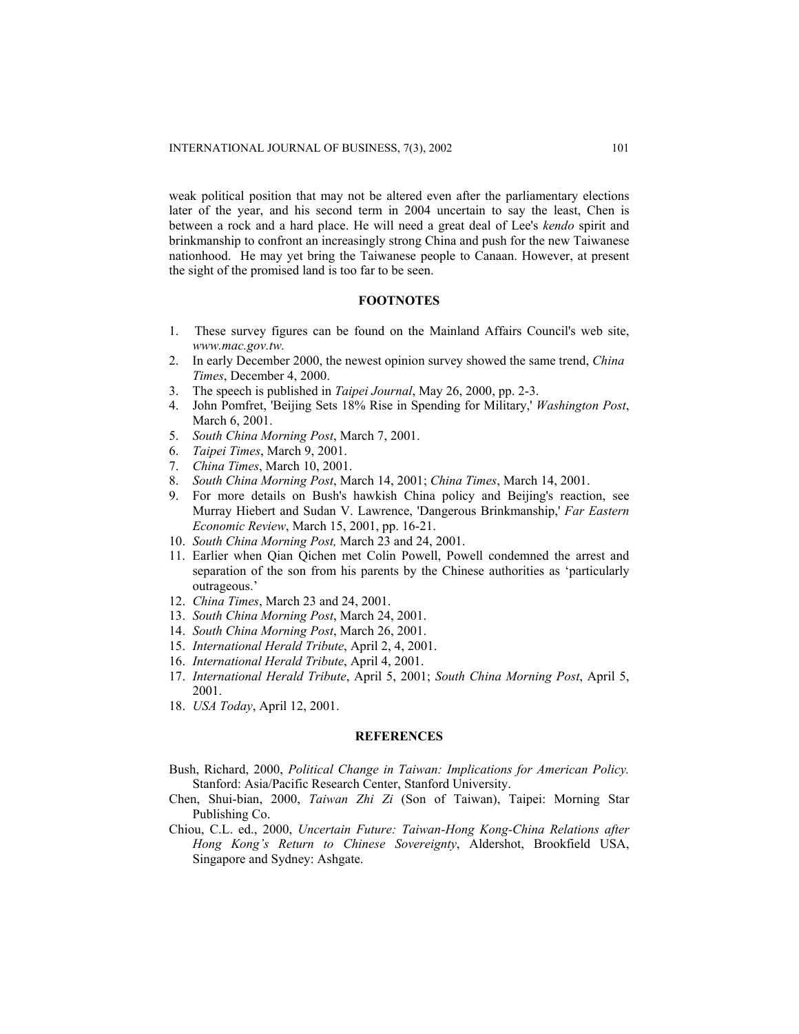weak political position that may not be altered even after the parliamentary elections later of the year, and his second term in 2004 uncertain to say the least, Chen is between a rock and a hard place. He will need a great deal of Lee's *kendo* spirit and brinkmanship to confront an increasingly strong China and push for the new Taiwanese nationhood. He may yet bring the Taiwanese people to Canaan. However, at present the sight of the promised land is too far to be seen.

## FOOTNOTES

1. These survey figures can be found on the Mainland Affairs Council's web site, *www.mac.gov.tw.*
2. In early December 2000, the newest opinion survey showed the same trend, *China Times*, December 4, 2000.
3. The speech is published in *Taipei Journal*, May 26, 2000, pp. 2-3.
4. John Pomfret, 'Beijing Sets 18% Rise in Spending for Military,' *Washington Post*, March 6, 2001.
5. *South China Morning Post*, March 7, 2001.
6. *Taipei Times*, March 9, 2001.
7. *China Times*, March 10, 2001.
8. *South China Morning Post*, March 14, 2001; *China Times*, March 14, 2001.
9. For more details on Bush's hawkish China policy and Beijing's reaction, see Murray Hiebert and Sudan V. Lawrence, 'Dangerous Brinkmanship,' *Far Eastern Economic Review*, March 15, 2001, pp. 16-21.
10. *South China Morning Post,* March 23 and 24, 2001.
11. Earlier when Qian Qichen met Colin Powell, Powell condemned the arrest and separation of the son from his parents by the Chinese authorities as 'particularly outrageous.'
12. *China Times*, March 23 and 24, 2001.
13. *South China Morning Post*, March 24, 2001.
14. *South China Morning Post*, March 26, 2001.
15. *International Herald Tribute*, April 2, 4, 2001.
16. *International Herald Tribute*, April 4, 2001.
17. *International Herald Tribute*, April 5, 2001; *South China Morning Post*, April 5, 2001.
18. *USA Today*, April 12, 2001.

## REFERENCES

Bush, Richard, 2000, *Political Change in Taiwan: Implications for American Policy.* Stanford: Asia/Pacific Research Center, Stanford University.

Chen, Shui-bian, 2000, *Taiwan Zhi Zi* (Son of Taiwan), Taipei: Morning Star Publishing Co.

Chiou, C.L. ed., 2000, *Uncertain Future: Taiwan-Hong Kong-China Relations after Hong Kong's Return to Chinese Sovereignty*, Aldershot, Brookfield USA, Singapore and Sydney: Ashgate.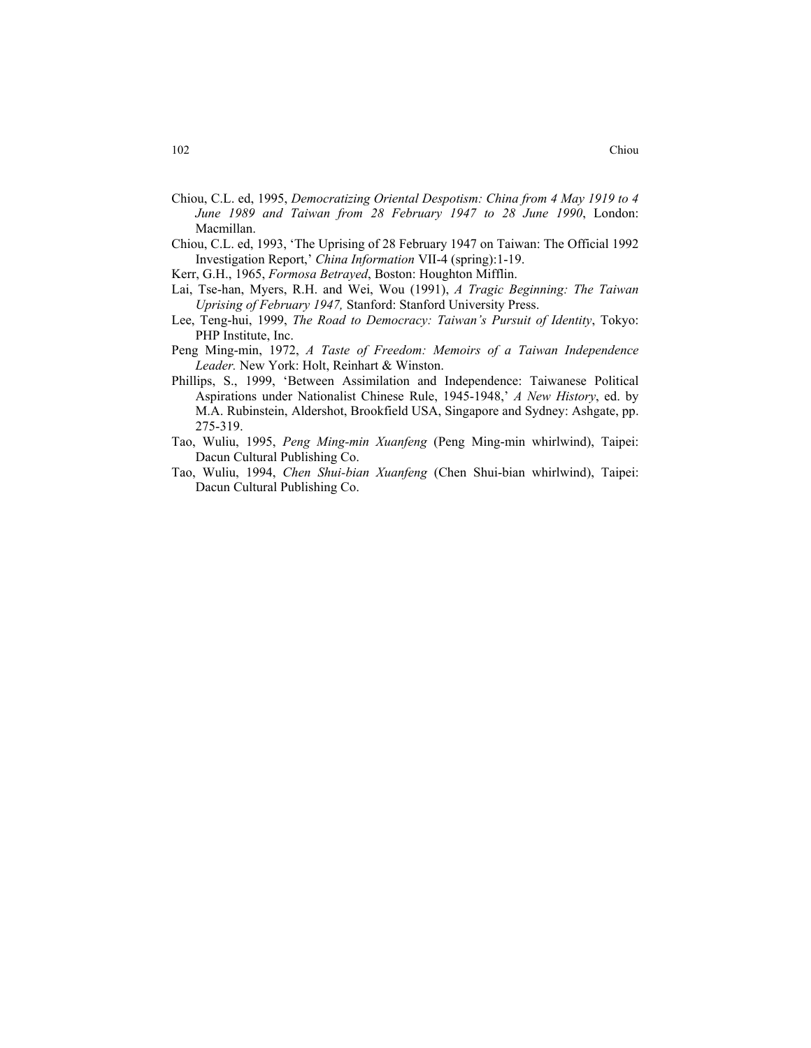Chiou, C.L. ed, 1995, *Democratizing Oriental Despotism: China from 4 May 1919 to 4 June 1989 and Taiwan from 28 February 1947 to 28 June 1990*, London: Macmillan.

Chiou, C.L. ed, 1993, 'The Uprising of 28 February 1947 on Taiwan: The Official 1992 Investigation Report,' *China Information* VII-4 (spring):1-19.

Kerr, G.H., 1965, *Formosa Betrayed*, Boston: Houghton Mifflin.

Lai, Tse-han, Myers, R.H. and Wei, Wou (1991), *A Tragic Beginning: The Taiwan Uprising of February 1947,* Stanford: Stanford University Press.

Lee, Teng-hui, 1999, *The Road to Democracy: Taiwan's Pursuit of Identity*, Tokyo: PHP Institute, Inc.

Peng Ming-min, 1972, *A Taste of Freedom: Memoirs of a Taiwan Independence Leader.* New York: Holt, Reinhart & Winston.

Phillips, S., 1999, 'Between Assimilation and Independence: Taiwanese Political Aspirations under Nationalist Chinese Rule, 1945-1948,' *A New History*, ed. by M.A. Rubinstein, Aldershot, Brookfield USA, Singapore and Sydney: Ashgate, pp. 275-319.

Tao, Wuliu, 1995, *Peng Ming-min Xuanfeng* (Peng Ming-min whirlwind), Taipei: Dacun Cultural Publishing Co.

Tao, Wuliu, 1994, *Chen Shui-bian Xuanfeng* (Chen Shui-bian whirlwind), Taipei: Dacun Cultural Publishing Co.